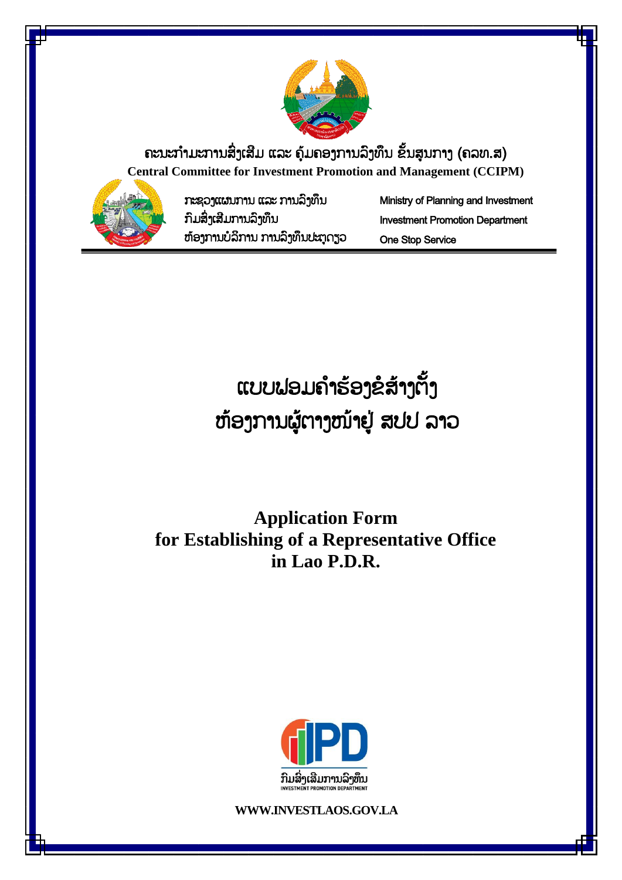ຄະນະກຳມະການສົ່ງເສີມ ແລະ ຄຸ້ມຄອງການລົງທຶນ ຂັ້ນສູນກາງ (ຄລທ.ສ)

**Central Committee for Investment Promotion and Management (CCIPM)**

ກະຊວງແຜນການ ແລະ ການລົງທຶນ
ກົມສົ່ງເສີມການລົງທຶນ
ຫ້ອງການບໍລິການ ການລົງທຶນປະຕູດຽວ

Ministry of Planning and Investment
Investment Promotion Department
One Stop Service

# ແບບຟອມຄຳຮ້ອງຂໍສ້າງຕັ້ງ ຫ້ອງການຜູ້ຕາງໜ້າຢູ່ ສປປ ລາວ

# Application Form for Establishing of a Representative Office in Lao P.D.R.

IPD
ກົມສົ່ງເສີມການລົງທຶນ
INVESTMENT PROMOTION DEPARTMENT

**WWW.INVESTLAOS.GOV.LA**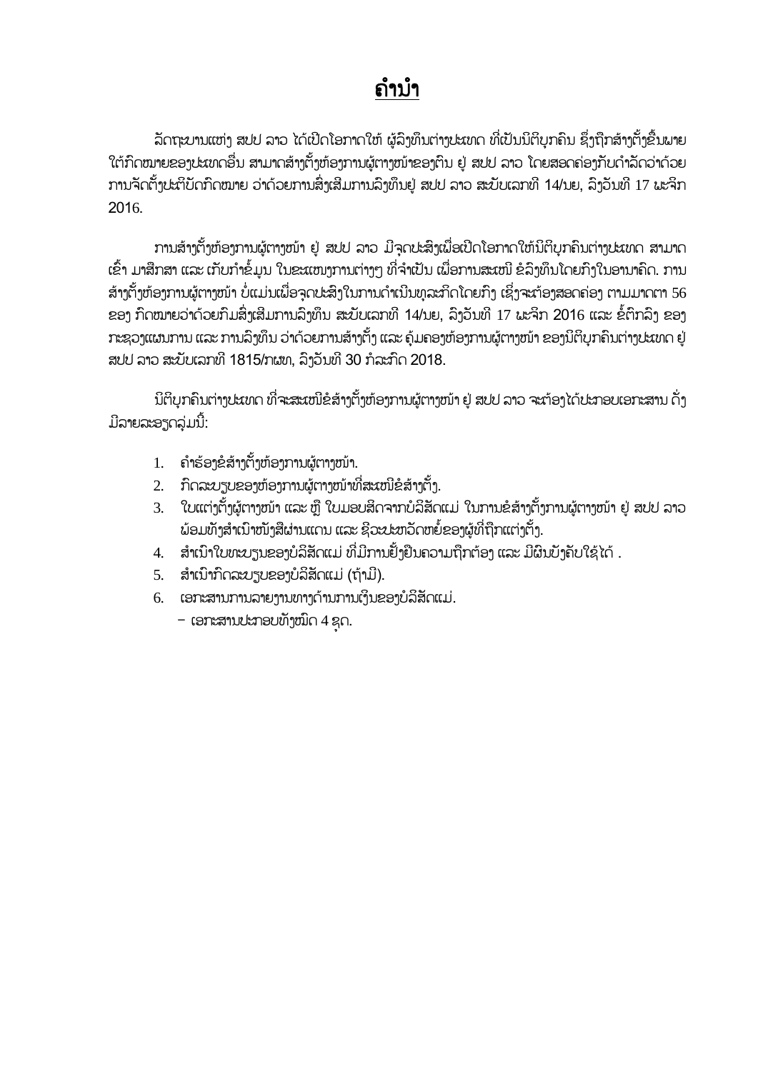# ຄຳນຳ

ລັດຖະບານແຫ່ງ ສປປ ລາວ ໄດ້ເປີດໂອກາດໃຫ້ ຜູ້ລົງທຶນຕ່າງປະເທດ ທີ່ເປັນນິຕິບຸກຄົນ ຊຶ່ງຖືກສ້າງຕັ້ງຂຶ້ນພາຍໃຕ້ກົດໝາຍຂອງປະເທດອື່ນ ສາມາດສ້າງຕັ້ງຫ້ອງການຜູ້ຕາງໜ້າຂອງຕົນ ຢູ່ ສປປ ລາວ ໂດຍສອດຄ່ອງກັບດຳລັດວ່າດ້ວຍການຈັດຕັ້ງປະຕິບັດກົດໝາຍ ວ່າດ້ວຍການສົ່ງເສີມການລົງທຶນຢູ່ ສປປ ລາວ ສະບັບເລກທີ 14/ນຍ, ລົງວັນທີ 17 ພະຈິກ 2016.

ການສ້າງຕັ້ງຫ້ອງການຜູ້ຕາງໜ້າ ຢູ່ ສປປ ລາວ ມີຈຸດປະສົງເພື່ອເປີດໂອກາດໃຫ້ນິຕິບຸກຄົນຕ່າງປະເທດ ສາມາດເຂົ້າ ມາສຶກສາ ແລະ ເກັບກຳຂໍ້ມູນ ໃນຂະແໜງການຕ່າງໆ ທີ່ຈຳເປັນ ເພື່ອການສະເໜີ ຂໍລົງທຶນໂດຍກົງໃນອານາຄົດ. ການສ້າງຕັ້ງຫ້ອງການຜູ້ຕາງໜ້າ ບໍ່ແມ່ນເພື່ອຈຸດປະສົງໃນການດຳເນີນທຸລະກິດໂດຍກົງ ເຊິ່ງຈະຕ້ອງສອດຄ່ອງ ຕາມມາດຕາ 56 ຂອງ ກົດໝາຍວ່າດ້ວຍການສົ່ງເສີມການລົງທຶນ ສະບັບເລກທີ 14/ນຍ, ລົງວັນທີ 17 ພະຈິກ 2016 ແລະ ຂໍ້ຕົກລົງ ຂອງກະຊວງແຜນການ ແລະ ການລົງທຶນ ວ່າດ້ວຍການສ້າງຕັ້ງ ແລະ ຄຸ້ມຄອງຫ້ອງການຜູ້ຕາງໜ້າ ຂອງນິຕິບຸກຄົນຕ່າງປະເທດ ຢູ່ ສປປ ລາວ ສະບັບເລກທີ 1815/ກຜທ, ລົງວັນທີ 30 ກໍລະກົດ 2018.

ນິຕິບຸກຄົນຕ່າງປະເທດ ທີ່ຈະສະເໜີຂໍສ້າງຕັ້ງຫ້ອງການຜູ້ຕາງໜ້າ ຢູ່ ສປປ ລາວ ຈະຕ້ອງໄດ້ປະກອບເອກະສານ ດັ່ງມີລາຍລະອຽດລຸ່ມນີ້:

1. ຄຳຮ້ອງຂໍສ້າງຕັ້ງຫ້ອງການຜູ້ຕາງໜ້າ.
2. ກົດລະບຽບຂອງຫ້ອງການຜູ້ຕາງໜ້າທີ່ສະເໜີຂໍສ້າງຕັ້ງ.
3. ໃບແຕ່ງຕັ້ງຜູ້ຕາງໜ້າ ແລະ ຫຼື ໃບມອບສິດຈາກບໍລິສັດແມ່ ໃນການຂໍສ້າງຕັ້ງການຜູ້ຕາງໜ້າ ຢູ່ ສປປ ລາວ ພ້ອມທັງສຳເນົາໜັງສືຜ່ານແດນ ແລະ ຊີວະປະຫວັດຫຍໍ້ຂອງຜູ້ທີ່ຖືກແຕ່ງຕັ້ງ.
4. ສຳເນົາໃບທະບຽນຂອງບໍລິສັດແມ່ ທີ່ມີການຢັ້ງຢືນຄວາມຖືກຕ້ອງ ແລະ ມີຜົນບັງຄັບໃຊ້ໄດ້ .
5. ສຳເນົາກົດລະບຽບຂອງບໍລິສັດແມ່ (ຖ້າມີ).
6. ເອກະສານການລາຍງານທາງດ້ານການເງິນຂອງບໍລິສັດແມ່.
   - ເອກະສານປະກອບທັງໝົດ 4 ຊຸດ.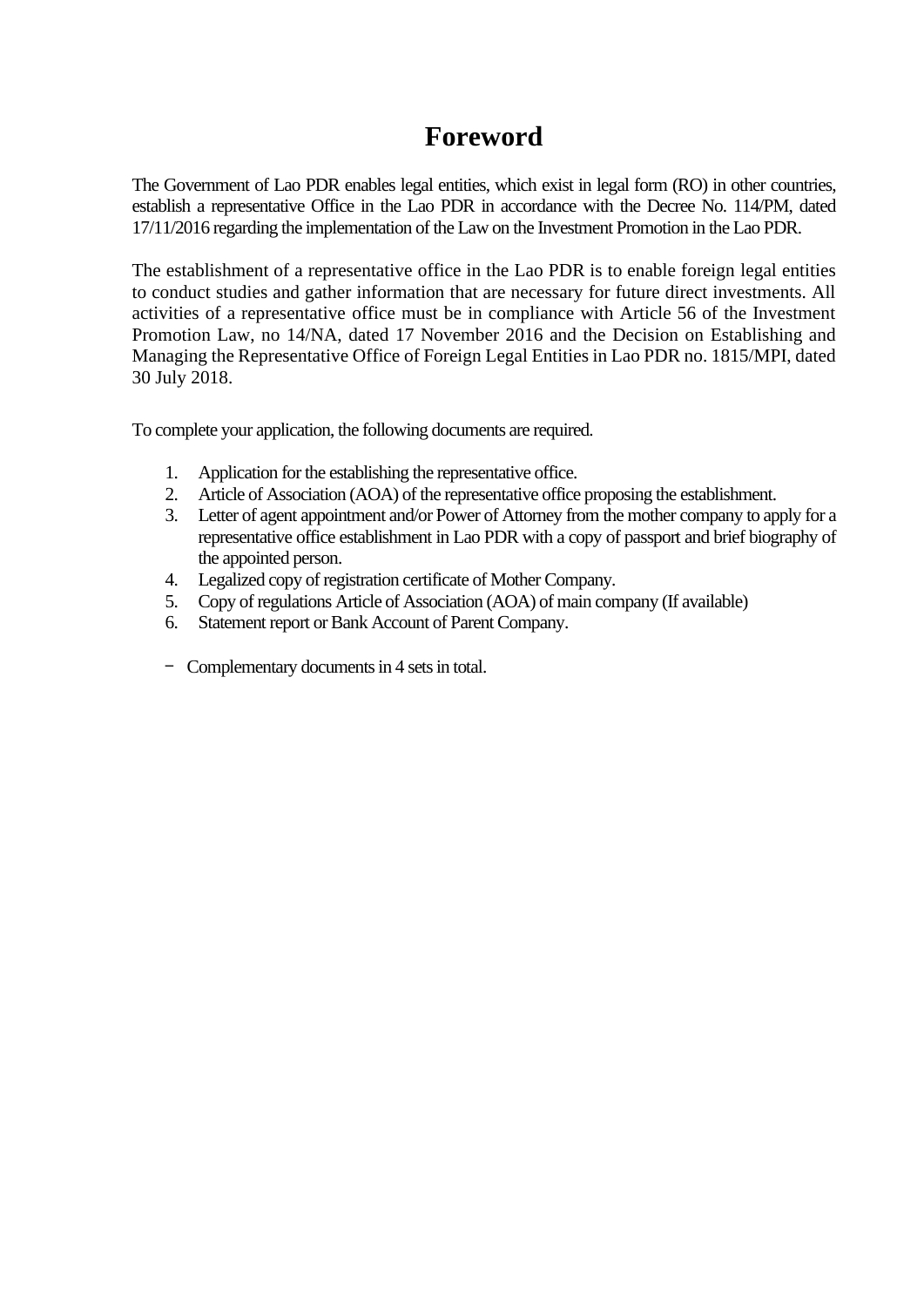# Foreword

The Government of Lao PDR enables legal entities, which exist in legal form (RO) in other countries, establish a representative Office in the Lao PDR in accordance with the Decree No. 114/PM, dated 17/11/2016 regarding the implementation of the Law on the Investment Promotion in the Lao PDR.

The establishment of a representative office in the Lao PDR is to enable foreign legal entities to conduct studies and gather information that are necessary for future direct investments. All activities of a representative office must be in compliance with Article 56 of the Investment Promotion Law, no 14/NA, dated 17 November 2016 and the Decision on Establishing and Managing the Representative Office of Foreign Legal Entities in Lao PDR no. 1815/MPI, dated 30 July 2018.

To complete your application, the following documents are required.

1. Application for the establishing the representative office.
2. Article of Association (AOA) of the representative office proposing the establishment.
3. Letter of agent appointment and/or Power of Attorney from the mother company to apply for a representative office establishment in Lao PDR with a copy of passport and brief biography of the appointed person.
4. Legalized copy of registration certificate of Mother Company.
5. Copy of regulations Article of Association (AOA) of main company (If available)
6. Statement report or Bank Account of Parent Company.

- Complementary documents in 4 sets in total.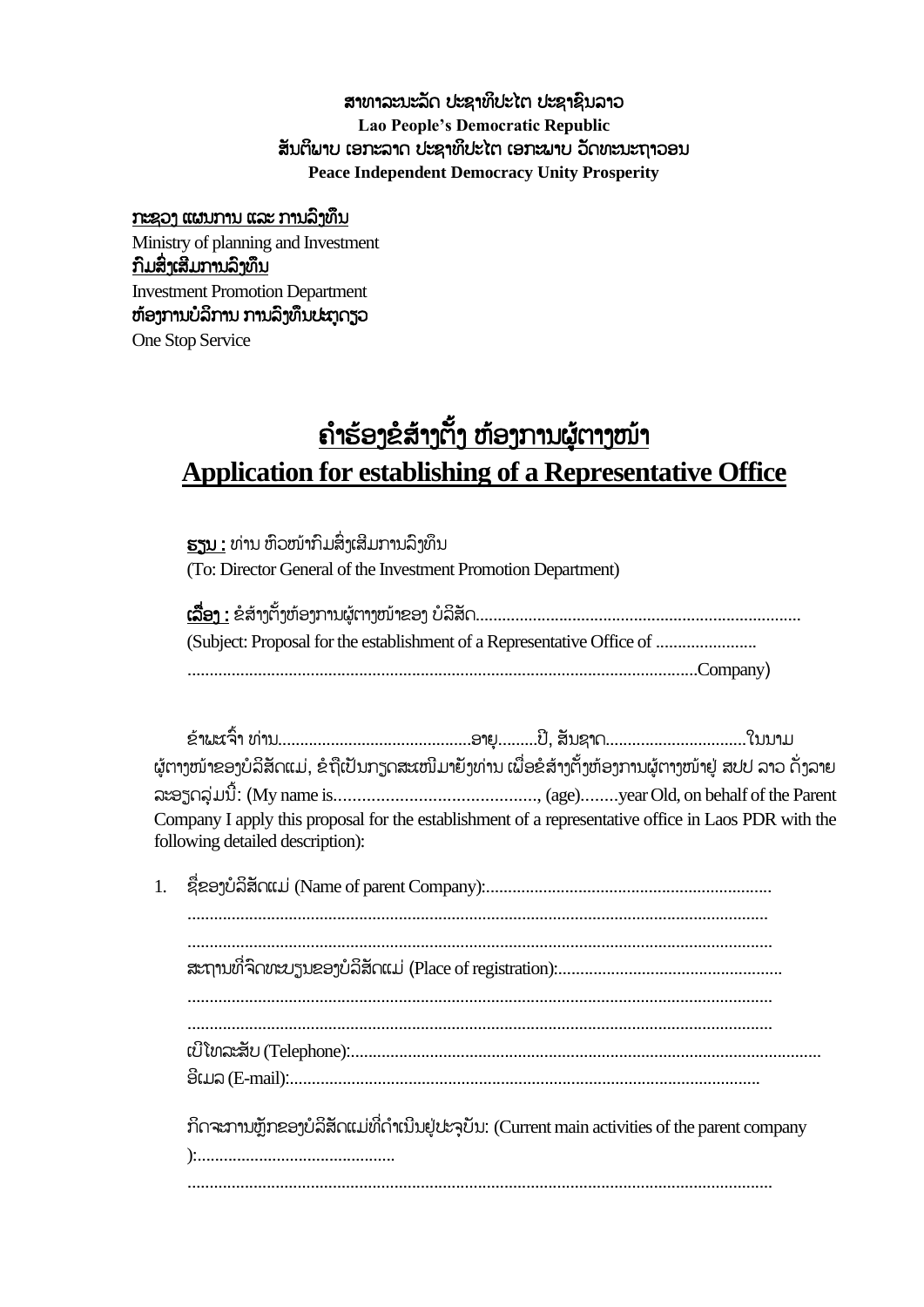**ສາທາລະນະລັດ ປະຊາທິປະໄຕ ປະຊາຊົນລາວ**
**Lao People's Democratic Republic**
**ສັນຕິພາບ ເອກະລາດ ປະຊາທິປະໄຕ ເອກະພາບ ວັດທະນະຖາວອນ**
**Peace Independent Democracy Unity Prosperity**

**<u>ກະຊວງ ແຜນການ ແລະ ການລົງທຶນ</u>**
Ministry of planning and Investment
**<u>ກົມສົ່ງເສີມການລົງທຶນ</u>**
Investment Promotion Department
**ຫ້ອງການບໍລິການ ການລົງທຶນປະຕູດຽວ**
One Stop Service

# <u>ຄໍາຮ້ອງຂໍສ້າງຕັ້ງ ຫ້ອງການຜູ້ຕາງໜ້າ</u>
# <u>Application for establishing of a Representative Office</u>

**<u>ຮຽນ :</u>** ທ່ານ ຫົວໜ້າກົມສົ່ງເສີມການລົງທຶນ
(To: Director General of the Investment Promotion Department)

**<u>ເລື່ອງ :</u>** ຂໍສ້າງຕັ້ງຫ້ອງການຜູ້ຕາງໜ້າຂອງ ບໍລິສັດ.........................................................................
(Subject: Proposal for the establishment of a Representative Office of .......................
..................................................................................................................Company)

ຂ້າພະເຈົ້າ ທ່ານ...........................................ອາຍຸ.........ປີ, ສັນຊາດ................................ໃນນາມຜູ້ຕາງໜ້າຂອງບໍລິສັດແມ່, ຂໍຖືເປັນກຽດສະເໜີມາຍັງທ່ານ ເພື່ອຂໍສ້າງຕັ້ງຫ້ອງການຜູ້ຕາງໜ້າຢູ່ ສປປ ລາວ ດັ່ງລາຍລະອຽດລຸ່ມນີ້: (My name is..........................................., (age)........year Old, on behalf of the Parent Company I apply this proposal for the establishment of a representative office in Laos PDR with the following detailed description):

1. ຊື່ຂອງບໍລິສັດແມ່ (Name of parent Company):.................................................................
 ..................................................................................................................
 ..................................................................................................................
 ສະຖານທີ່ຈົດທະບຽນຂອງບໍລິສັດແມ່ (Place of registration):...................................................
 ..................................................................................................................
 ..................................................................................................................
 ເບີໂທລະສັບ (Telephone):...........................................................................................
 ອີເມວ (E-mail):..........................................................................................

 ກິດຈະການຫຼັກຂອງບໍລິສັດແມ່ທີ່ດໍາເນີນຢູ່ປະຈຸບັນ: (Current main activities of the parent company ):.............................................
 ..................................................................................................................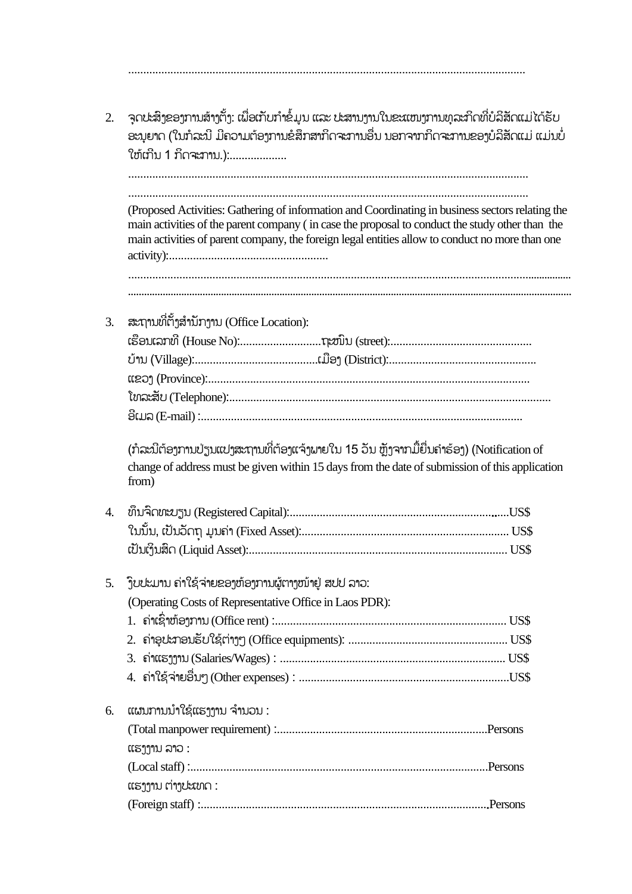..................................................................................................................................

2. ຈຸດປະສົງຂອງການສ້າງຕັ້ງ: ເພື່ອເກັບກຳຂໍ້ມູນ ແລະ ປະສານງານໃນຂະແໜງການທຸລະກິດທີ່ບໍລິສັດແມ່ໄດ້ຮັບອະນຸຍາດ (ໃນກໍລະນີ ມີຄວາມຕ້ອງການຂໍສຶກສາກິດຈະການອື່ນ ນອກຈາກກິດຈະການຂອງບໍລິສັດແມ່ ແມ່ນບໍ່ໃຫ້ເກີນ 1 ກິດຈະການ.):...................

   ..................................................................................................................................

   ..................................................................................................................................

   (Proposed Activities: Gathering of information and Coordinating in business sectors relating the main activities of the parent company ( in case the proposal to conduct the study other than the main activities of parent company, the foreign legal entities allow to conduct no more than one activity):.....................................................

   ..................................................................................................................................

   ..................................................................................................................................

3. ສະຖານທີ່ຕັ້ງສຳນັກງານ (Office Location):

   ເຮືອນເລກທີ (House No):...........................ຖະໜົນ (street):..............................................

   ບ້ານ (Village):........................................ເມືອງ (District):................................................

   ແຂວງ (Province):.........................................................................................................

   ໂທລະສັບ (Telephone):..........................................................................................................

   ອີເມລ (E-mail) :.........................................................................................................

   (ກໍລະນີຕ້ອງການປ່ຽນແປງສະຖານທີ່ຕ້ອງແຈ້ງພາຍໃນ 15 ວັນ ຫຼັງຈາກມື້ຍື່ນຄຳຮ້ອງ) (Notification of change of address must be given within 15 days from the date of submission of this application from)

4. ທຶນຈົດທະບຽນ (Registered Capital):.......................................................................US$

   ໃນນັ້ນ, ເປັນວັດຖຸ ມູນຄ່າ (Fixed Asset):.................................................................... US$

   ເປັນເງິນສົດ (Liquid Asset):..................................................................................... US$

5. ງົບປະມານ ຄ່າໃຊ້ຈ່າຍຂອງຫ້ອງການຜູ້ຕາງໜ້າຢູ່ ສປປ ລາວ:

   (Operating Costs of Representative Office in Laos PDR):

   1. ຄ່າເຊົ່າຫ້ອງການ (Office rent) :............................................................................ US$
   2. ຄ່າອຸປະກອນຮັບໃຊ້ຕ່າງໆ (Office equipments): .................................................... US$
   3. ຄ່າແຮງງານ (Salaries/Wages) : ......................................................................... US$
   4. ຄ່າໃຊ້ຈ່າຍອື່ນໆ (Other expenses) : .....................................................................US$

6. ແຜນການນຳໃຊ້ແຮງງານ ຈຳນວນ :

   (Total manpower requirement) :.....................................................................Persons

   ແຮງງານ ລາວ :

   (Local staff) :..................................................................................................Persons

   ແຮງງານ ຕ່າງປະເທດ :

   (Foreign staff) :...............................................................................................Persons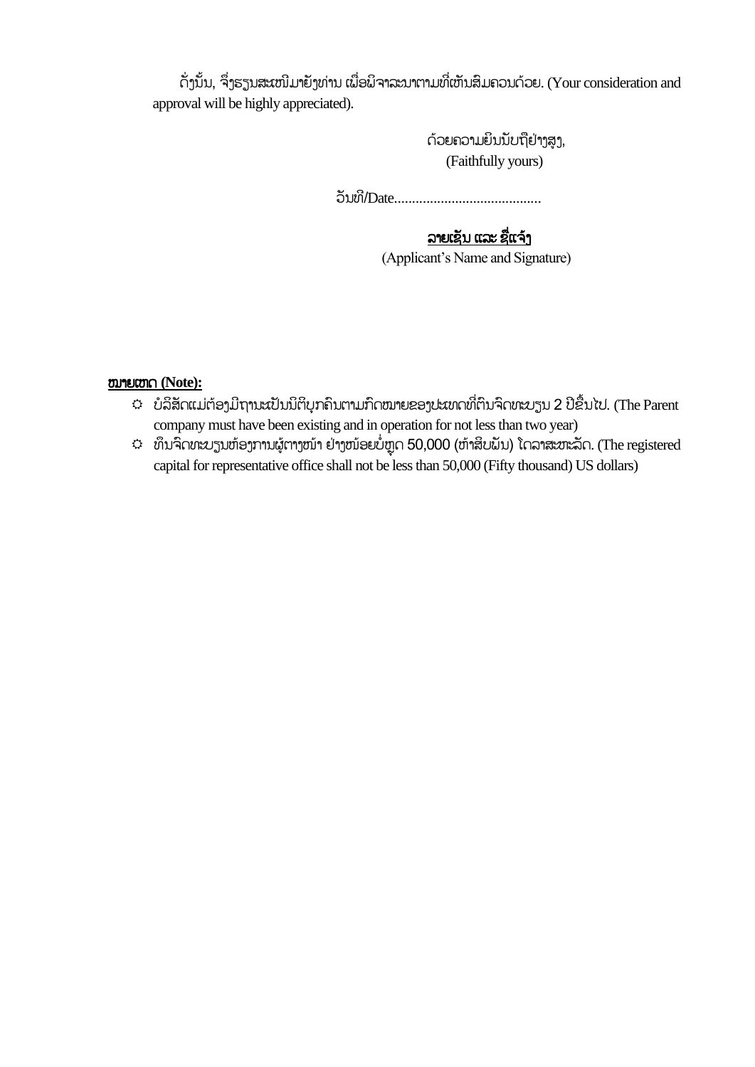ດັ່ງນັ້ນ, ຈຶ່ງຮຽນສະເໜີມາຍັງທ່ານ ເພື່ອພິຈາລະນາຕາມທີ່ເຫັນສົມຄວນດ້ວຍ. (Your consideration and approval will be highly appreciated).

ດ້ວຍຄວາມຢືນນັບຖືຢ່າງສູງ,
(Faithfully yours)

ວັນທີ/Date.........................................

**<u>ລາຍເຊັນ ແລະ ຊື່ແຈ້ງ</u>**
(Applicant's Name and Signature)

**<u>ໝາຍເຫດ (Note):</u>**

- ບໍລິສັດແມ່ຕ້ອງມີຖານະເປັນນິຕິບຸກຄົນຕາມກົດໝາຍຂອງປະເທດທີ່ດົນຈົດທະບຽນ 2 ປີຂຶ້ນໄປ. (The Parent company must have been existing and in operation for not less than two year)
- ທຶນຈົດທະບຽນຫ້ອງການຜູ້ຕາງໜ້າ ຢ່າງໜ້ອຍບໍ່ຫຼຸດ 50,000 (ຫ້າສິບພັນ) ໂດລາສະຫະລັດ. (The registered capital for representative office shall not be less than 50,000 (Fifty thousand) US dollars)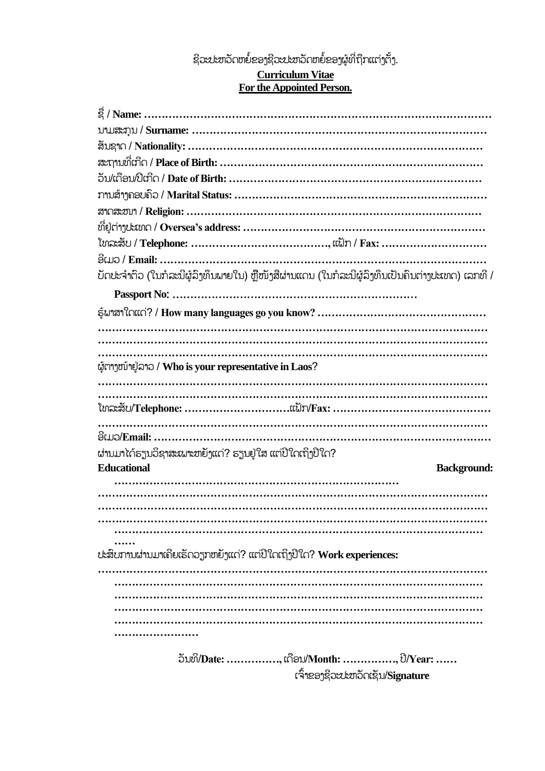ຊີວະປະຫວັດຫຍໍ້ຂອງຊີວະປະຫວັດຫຍໍ້ຂອງຜູ້ທີ່ຖືກແຕ່ງຕັ້ງ.

**Curriculum Vitae**

**For the Appointed Person.**

ຊື່ / **Name: …………………………………………………………………………………**

ນາມສະກຸນ / **Surname: …………………………………………………………………………**

ສັນຊາດ / **Nationality: …………………………………………………………………………**

ສະຖານທີ່ເກີດ / **Place of Birth: ………………………………………………………………**

ວັນ/ເດືອນ/ປີເກີດ / **Date of Birth: ……………………………………………………………**

ການສ້າງຄອບຄົວ / **Marital Status: ……………………………………………………………**

ສາດສະໜາ / **Religion: …………………………………………………………………………**

ທີ່ຢູ່ຕ່າງປະເທດ / **Oversea's address: …………………………………………………………**

ໂທລະສັບ / **Telephone: …………………………………, ແຟັກ / Fax: …………………………**

ອີເມວ / **Email: ………………………………………………………………………………**

ບັດປະຈຳຕົວ (ໃນກໍລະນີຜູ້ລົງທຶນພາຍໃນ) ຫຼືໜັງສືຜ່ານແດນ (ໃນກໍລະນີຜູ້ລົງທຶນເປັນຄົນຕ່າງປະເທດ) ເລກທີ /

**Passport No: ………………………………………………………………**

ຮູ້ພາສາໃດແດ່? / **How many languages go you know? …………………………………………**

………………………………………………………………………………………………

………………………………………………………………………………………………

………………………………………………………………………………………………

ຜູ້ຕາງໜ້າຢູ່ລາວ / **Who is your representative in Laos**?

………………………………………………………………………………………………

………………………………………………………………………………………………

ໂທລະສັບ/**Telephone: …………………………**ແຟັກ/**Fax: ………………………………………**

………………………………………………………………………………………………

ອີເມວ/**Email: …………………………………………………………………………………**

ຜ່ານມາໄດ້ຮຽນວິຊາສະເພາະຫຍັງແດ່? ຮຽນຢູ່ໃສ ແຕ່ປີໃດເຖິງປີໃດ?

**Educational Background:**

………………………………………………………………………

………………………………………………………………………………………………

………………………………………………………………………………………………

………………………………………………………………………………………………

………………………………………………………………………………………………

……

ປະສົບການຜ່ານມາເຄີຍເຮັດວຽກຫຍັງແດ່? ແຕ່ປີໃດເຖິງປີໃດ? **Work experiences:**

………………………………………………………………………………………………

………………………………………………………………………………………………

………………………………………………………………………………………………

………………………………………………………………………………………………

………………………………………………………………………………………………

……………………

ວັນທີ/**Date: ……………,** ເດືອນ/**Month: ……………,** ປີ/**Year: ……**

ເຈົ້າຂອງຊີວະປະຫວັດເຊັນ/**Signature**